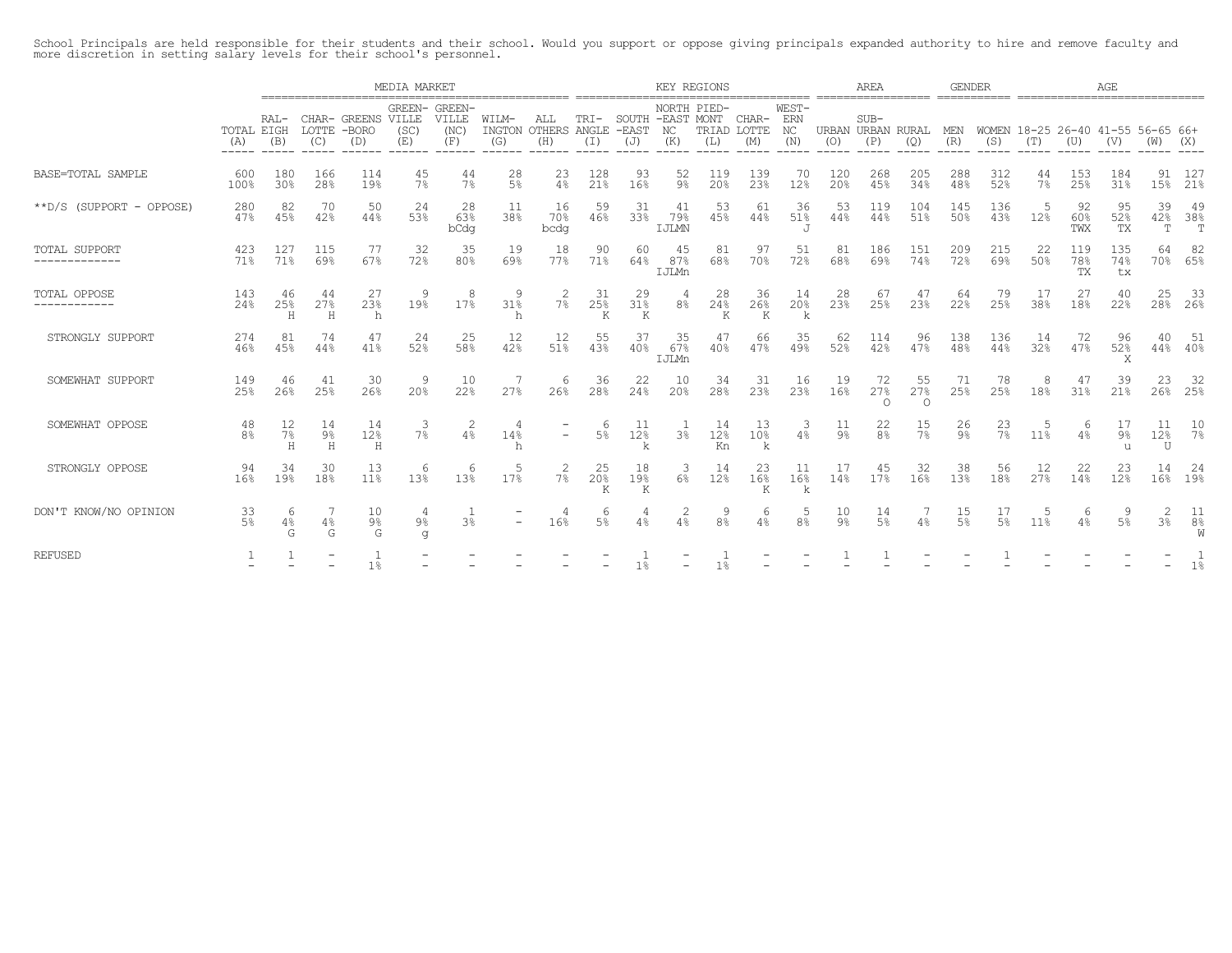School Principals are held responsible for their students and their school. Would you support or oppose giving principals expanded authority to hire and remove faculty and more discretion in setting salary levels for their school's personnel.

| | | MEDIA MARKET | | | | | | | KEY REGIONS | | | | | | AREA | | | GENDER | | AGE | | | | |
|---|---|---|---|---|---|---|---|---|---|---|---|---|---|---|---|---|---|---|---|---|---|---|---|---|
| | TOTAL (A) | RALEIGH (B) | CHARLOTTE (C) | GREENS-BORO (D) | GREENVILLE (SC) (E) | GREENVILLE (NC) (F) | WILMINGTON (G) | ALL OTHERS (H) | TRIANGLE (I) | SOUTH-EAST (J) | NORTH-EAST NC (K) | PIEDMONT TRIAD (L) | CHARLOTTE (M) | WESTERN NC (N) | URBAN (O) | SUBURBAN (P) | RURAL (Q) | MEN (R) | WOMEN (S) | 18-25 (T) | 26-40 (U) | 41-55 (V) | 56-65 (W) | 66+ (X) |
| BASE=TOTAL SAMPLE | 600 100% | 180 30% | 166 28% | 114 19% | 45 7% | 44 7% | 28 5% | 23 4% | 128 21% | 93 16% | 52 9% | 119 20% | 139 23% | 70 12% | 120 20% | 268 45% | 205 34% | 288 48% | 312 52% | 44 7% | 153 25% | 184 31% | 91 15% | 127 21% |
| **D/S (SUPPORT - OPPOSE) | 280 47% | 82 45% | 70 42% | 50 44% | 24 53% | 28 63% bCdg | 11 38% | 16 70% bcdg | 59 46% | 31 33% | 41 79% IJLMN | 53 45% | 61 44% | 36 51% J | 53 44% | 119 44% | 104 51% | 145 50% | 136 43% | 5 12% | 92 60% TWX | 95 52% TX | 39 42% T | 49 38% T |
| TOTAL SUPPORT | 423 71% | 127 71% | 115 69% | 77 67% | 32 72% | 35 80% | 19 69% | 18 77% | 90 71% | 60 64% | 45 87% IJLMn | 81 68% | 97 70% | 51 72% | 81 68% | 186 69% | 151 74% | 209 72% | 215 69% | 22 50% | 119 78% TX | 135 74% tx | 64 70% | 82 65% |
| TOTAL OPPOSE | 143 24% | 46 25% H | 44 27% H | 27 23% h | 9 19% | 8 17% | 9 31% h | 2 7% | 31 25% K | 29 31% K | 4 8% | 28 24% K | 36 26% K | 14 20% k | 28 23% | 67 25% | 47 23% | 64 22% | 79 25% | 17 38% | 27 18% | 40 22% | 25 28% | 33 26% |
| STRONGLY SUPPORT | 274 46% | 81 45% | 74 44% | 47 41% | 24 52% | 25 58% | 12 42% | 12 51% | 55 43% | 37 40% | 35 67% IJLMn | 47 40% | 66 47% | 35 49% | 62 52% | 114 42% | 96 47% | 138 48% | 136 44% | 14 32% | 72 47% | 96 52% X | 40 44% | 51 40% |
| SOMEWHAT SUPPORT | 149 25% | 46 26% | 41 25% | 30 26% | 9 20% | 10 22% | 7 27% | 6 26% | 36 28% | 22 24% | 10 20% | 34 28% | 31 23% | 16 23% | 19 16% | 72 27% O | 55 27% O | 71 25% | 78 25% | 8 18% | 47 31% | 39 21% | 23 26% | 32 25% |
| SOMEWHAT OPPOSE | 48 8% | 12 7% H | 14 9% H | 14 12% H | 3 7% | 2 4% | 4 14% h | - - | 6 5% | 11 12% k | 1 3% | 14 12% Kn | 13 10% k | 3 4% | 11 9% | 22 8% | 15 7% | 26 9% | 23 7% | 5 11% | 6 4% | 17 9% u | 11 12% U | 10 7% |
| STRONGLY OPPOSE | 94 16% | 34 19% | 30 18% | 13 11% | 6 13% | 6 13% | 5 17% | 2 7% | 25 20% K | 18 19% K | 3 6% | 14 12% | 23 16% K | 11 16% k | 17 14% | 45 17% | 32 16% | 38 13% | 56 18% | 12 27% | 22 14% | 23 12% | 14 16% | 24 19% |
| DON'T KNOW/NO OPINION | 33 5% | 6 4% G | 7 4% G | 10 9% G | 4 9% g | 1 3% | - - | 4 16% | 6 5% | 4 4% | 2 4% | 9 8% | 6 4% | 5 8% | 10 9% | 14 5% | 7 4% | 15 5% | 17 5% | 5 11% | 6 4% | 9 5% | 2 3% | 11 8% W |
| REFUSED | 1 - | 1 - | - - | 1 1% | - - | - | - | - | - | 1 1% | - - | 1 1% | - | - | 1 - | 1 - | - | - | 1 - | - | - | - | - - | 1 1% |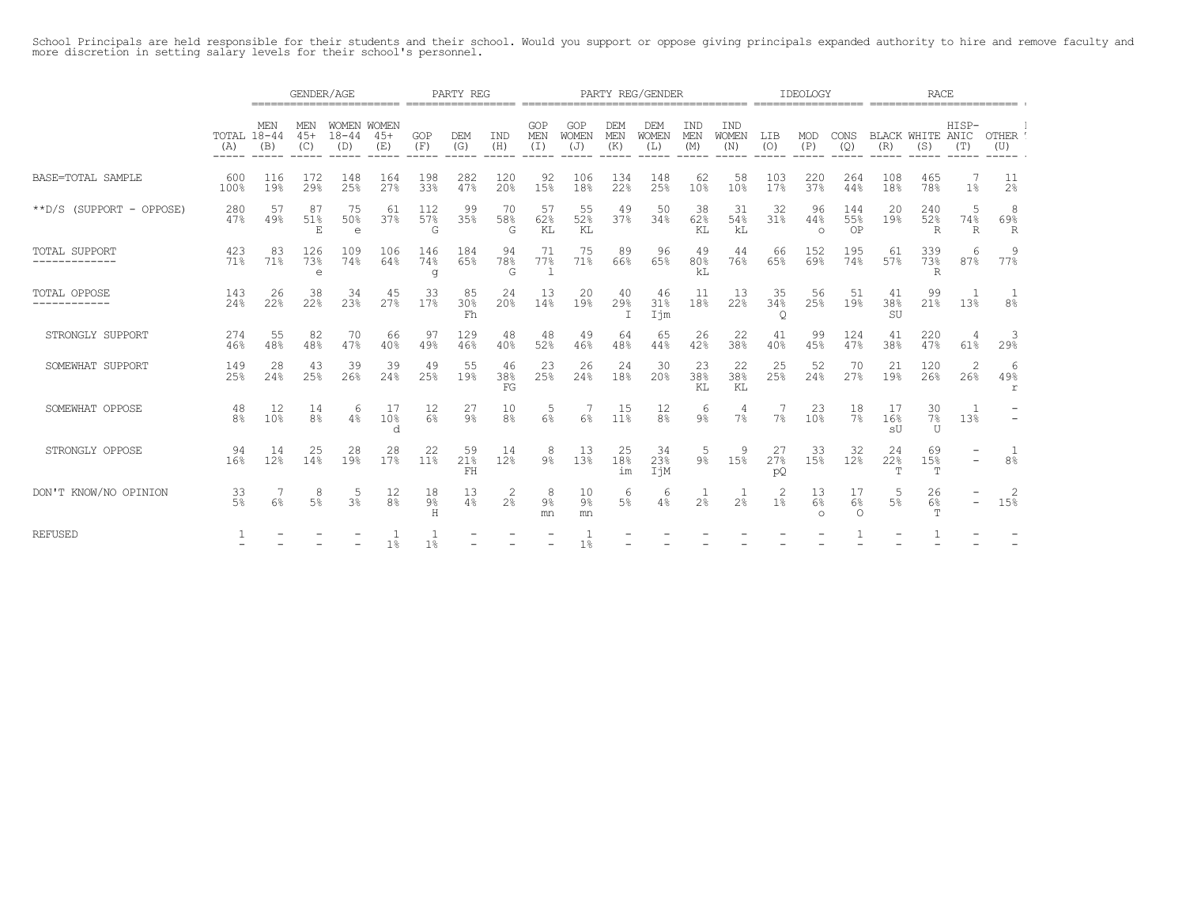School Principals are held responsible for their students and their school. Would you support or oppose giving principals expanded authority to hire and remove faculty and more discretion in setting salary levels for their school's personnel.

| | | GENDER/AGE | | | | PARTY REG | | | PARTY REG/GENDER | | | | | | IDEOLOGY | | | RACE | | | |
|---|---|---|---|---|---|---|---|---|---|---|---|---|---|---|---|---|---|---|---|---|---|
| | TOTAL (A) | MEN 18-44 (B) | MEN 45+ (C) | WOMEN 18-44 (D) | WOMEN 45+ (E) | GOP (F) | DEM (G) | IND (H) | GOP MEN (I) | GOP WOMEN (J) | DEM MEN (K) | DEM WOMEN (L) | IND MEN (M) | IND WOMEN (N) | LIB (O) | MOD (P) | CONS (Q) | BLACK (R) | WHITE (S) | HISP-ANIC (T) | OTHER (U) |
| BASE=TOTAL SAMPLE | 600 100% | 116 19% | 172 29% | 148 25% | 164 27% | 198 33% | 282 47% | 120 20% | 92 15% | 106 18% | 134 22% | 148 25% | 62 10% | 58 10% | 103 17% | 220 37% | 264 44% | 108 18% | 465 78% | 7 1% | 11 2% |
| **D/S (SUPPORT - OPPOSE) | 280 47% | 57 49% | 87 51% E | 75 50% e | 61 37% | 112 57% G | 99 35% | 70 58% G | 57 62% KL | 55 52% KL | 49 37% | 50 34% | 38 62% KL | 31 54% kL | 32 31% | 96 44% o | 144 55% OP | 20 19% | 240 52% R | 5 74% R | 8 69% R |
| TOTAL SUPPORT | 423 71% | 83 71% | 126 73% e | 109 74% | 106 64% | 146 74% g | 184 65% | 94 78% G | 71 77% l | 75 71% | 89 66% | 96 65% | 49 80% kL | 44 76% | 66 65% | 152 69% | 195 74% | 61 57% | 339 73% R | 6 87% | 9 77% |
| TOTAL OPPOSE | 143 24% | 26 22% | 38 22% | 34 23% | 45 27% | 33 17% | 85 30% Fh | 24 20% | 13 14% | 20 19% | 40 29% I | 46 31% Ijm | 11 18% | 13 22% | 35 34% Q | 56 25% | 51 19% | 41 38% SU | 99 21% | 1 13% | 1 8% |
| STRONGLY SUPPORT | 274 46% | 55 48% | 82 48% | 70 47% | 66 40% | 97 49% | 129 46% | 48 40% | 48 52% | 49 46% | 64 48% | 65 44% | 26 42% | 22 38% | 41 40% | 99 45% | 124 47% | 41 38% | 220 47% | 4 61% | 3 29% |
| SOMEWHAT SUPPORT | 149 25% | 28 24% | 43 25% | 39 26% | 39 24% | 49 25% | 55 19% | 46 38% FG | 23 25% | 26 24% | 24 18% | 30 20% | 23 38% KL | 22 38% KL | 25 25% | 52 24% | 70 27% | 21 19% | 120 26% | 2 26% | 6 49% r |
| SOMEWHAT OPPOSE | 48 8% | 12 10% | 14 8% | 6 4% | 17 10% d | 12 6% | 27 9% | 10 8% | 5 6% | 7 6% | 15 11% | 12 8% | 6 9% | 4 7% | 7 7% | 23 10% | 18 7% | 17 16% sU | 30 7% U | 1 13% | - - |
| STRONGLY OPPOSE | 94 16% | 14 12% | 25 14% | 28 19% | 28 17% | 22 11% | 59 21% FH | 14 12% | 8 9% | 13 13% | 25 18% im | 34 23% IjM | 5 9% | 9 15% | 27 27% pQ | 33 15% | 32 12% | 24 22% T | 69 15% T | - - | 1 8% |
| DON'T KNOW/NO OPINION | 33 5% | 7 6% | 8 5% | 5 3% | 12 8% | 18 9% H | 13 4% | 2 2% | 8 9% mn | 10 9% mn | 6 5% | 6 4% | 1 2% | 1 2% | 2 1% | 13 6% o | 17 6% O | 5 5% | 26 6% T | - - | 2 15% |
| REFUSED | 1 - | - - | - - | - - | 1 1% | 1 1% | - - | - - | - - | 1 1% | - - | - - | - - | - - | - - | - - | 1 - | - - | 1 - | - - | - - |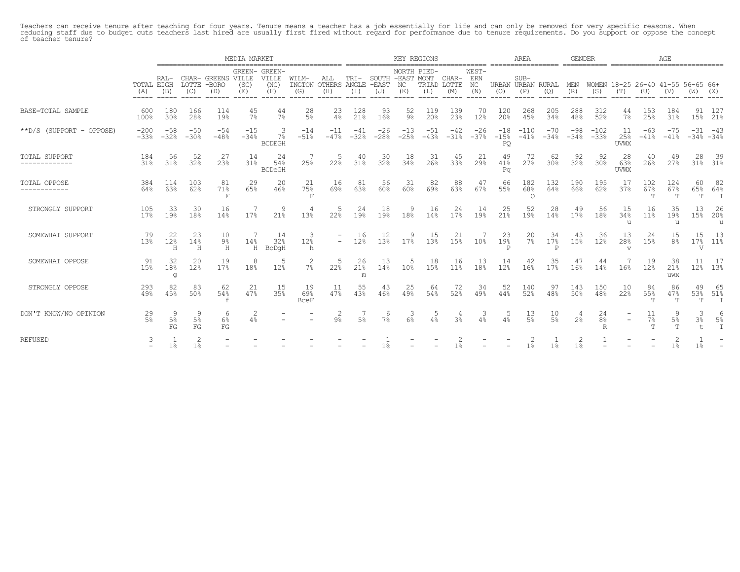Teachers can receive tenure after teaching for four years. Tenure means a teacher has a job essentially for life and can only be removed for very specific reasons. When reducing staff due to budget cuts teachers last hired are usually first fired without regard for performance due to tenure requirements. Do you support or oppose the concept of teacher tenure?

| | | MEDIA MARKET | | | | | | | KEY REGIONS | | | | | | AREA | | | GENDER | | AGE | | | | |
|---|---|---|---|---|---|---|---|---|---|---|---|---|---|---|---|---|---|---|---|---|---|---|---|---|
| | TOTAL (A) | RAL-EIGH (B) | CHAR-LOTTE (C) | GREENS-BORO (D) | GREEN-VILLE (SC) (E) | GREEN-VILLE (NC) (F) | WILM-INGTON (G) | ALL OTHERS (H) | TRI-ANGLE (I) | SOUTH-EAST (J) | NORTH-EAST NC (K) | PIED-MONT TRIAD (L) | CHAR-LOTTE (M) | WEST-ERN NC (N) | URBAN (O) | SUB-URBAN (P) | RURAL (Q) | MEN (R) | WOMEN (S) | 18-25 (T) | 26-40 (U) | 41-55 (V) | 56-65 (W) | 66+ (X) |
| BASE=TOTAL SAMPLE | 600 100% | 180 30% | 166 28% | 114 19% | 45 7% | 44 7% | 28 5% | 23 4% | 128 21% | 93 16% | 52 9% | 119 20% | 139 23% | 70 12% | 120 20% | 268 45% | 205 34% | 288 48% | 312 52% | 44 7% | 153 25% | 184 31% | 91 15% | 127 21% |
| **D/S (SUPPORT - OPPOSE) | -200 -33% | -58 -32% | -50 -30% | -54 -48% | -15 -34% | 3 7% BCDEGH | -14 -51% | -11 -47% | -41 -32% | -26 -28% | -13 -25% | -51 -43% | -42 -31% | -26 -37% | -18 -15% PQ | -110 -41% | -70 -34% | -98 -34% | -102 -33% | 11 25% UVWX | -63 -41% | -75 -41% | -31 -34% | -43 -34% |
| TOTAL SUPPORT | 184 31% | 56 31% | 52 32% | 27 23% | 14 31% | 24 54% BCDeGH | 7 25% | 5 22% | 40 31% | 30 32% | 18 34% | 31 26% | 45 33% | 21 29% | 49 41% Pq | 72 27% | 62 30% | 92 32% | 92 30% | 28 63% UVWX | 40 26% | 49 27% | 28 31% | 39 31% |
| TOTAL OPPOSE | 384 64% | 114 63% | 103 62% | 81 71% F | 29 65% | 20 46% | 21 75% F | 16 69% | 81 63% | 56 60% | 31 60% | 82 69% | 88 63% | 47 67% | 66 55% | 182 68% O | 132 64% | 190 66% | 195 62% | 17 37% | 102 67% T | 124 67% T | 60 65% T | 82 64% T |
| STRONGLY SUPPORT | 105 17% | 33 19% | 30 18% | 16 14% | 7 17% | 9 21% | 4 13% | 5 22% | 24 19% | 18 19% | 9 18% | 16 14% | 24 17% | 14 19% | 25 21% | 52 19% | 28 14% | 49 17% | 56 18% | 15 34% u | 16 11% | 35 19% u | 13 15% | 26 20% u |
| SOMEWHAT SUPPORT | 79 13% | 22 12% H | 23 14% H | 10 9% H | 7 14% H | 14 32% BcDgH | 3 12% h | - - | 16 12% | 12 13% | 9 17% | 15 13% | 21 15% | 7 10% | 23 19% P | 20 7% | 34 17% P | 43 15% | 36 12% | 13 28% v | 24 15% | 15 8% | 15 17% V | 13 11% |
| SOMEWHAT OPPOSE | 91 15% | 32 18% g | 20 12% | 19 17% | 8 18% | 5 12% | 2 7% | 5 22% | 26 21% m | 13 14% | 5 10% | 18 15% | 16 11% | 13 18% | 14 12% | 42 16% | 35 17% | 47 16% | 44 14% | 7 16% | 19 12% | 38 21% uwx | 11 12% | 17 13% |
| STRONGLY OPPOSE | 293 49% | 82 45% | 83 50% | 62 54% f | 21 47% | 15 35% | 19 69% BceF | 11 47% | 55 43% | 43 46% | 25 49% | 64 54% | 72 52% | 34 49% | 52 44% | 140 52% | 97 48% | 143 50% | 150 48% | 10 22% | 84 55% T | 86 47% T | 49 53% T | 65 51% T |
| DON'T KNOW/NO OPINION | 29 5% | 9 5% FG | 9 5% FG | 6 6% FG | 2 4% | - - | - - | 2 9% | 7 5% | 6 7% | 3 6% | 5 4% | 4 3% | 3 4% | 5 4% | 13 5% | 10 5% | 4 2% | 24 8% R | - - | 11 7% T | 9 5% T | 3 3% t | 6 5% T |
| REFUSED | 3 - | 1 1% | 2 1% | - - | - - | - - | - - | - - | - - | 1 1% | - - | - - | 2 1% | - - | - - | 2 1% | 1 1% | 2 1% | 1 - | - - | - - | 2 1% | 1 1% | - - |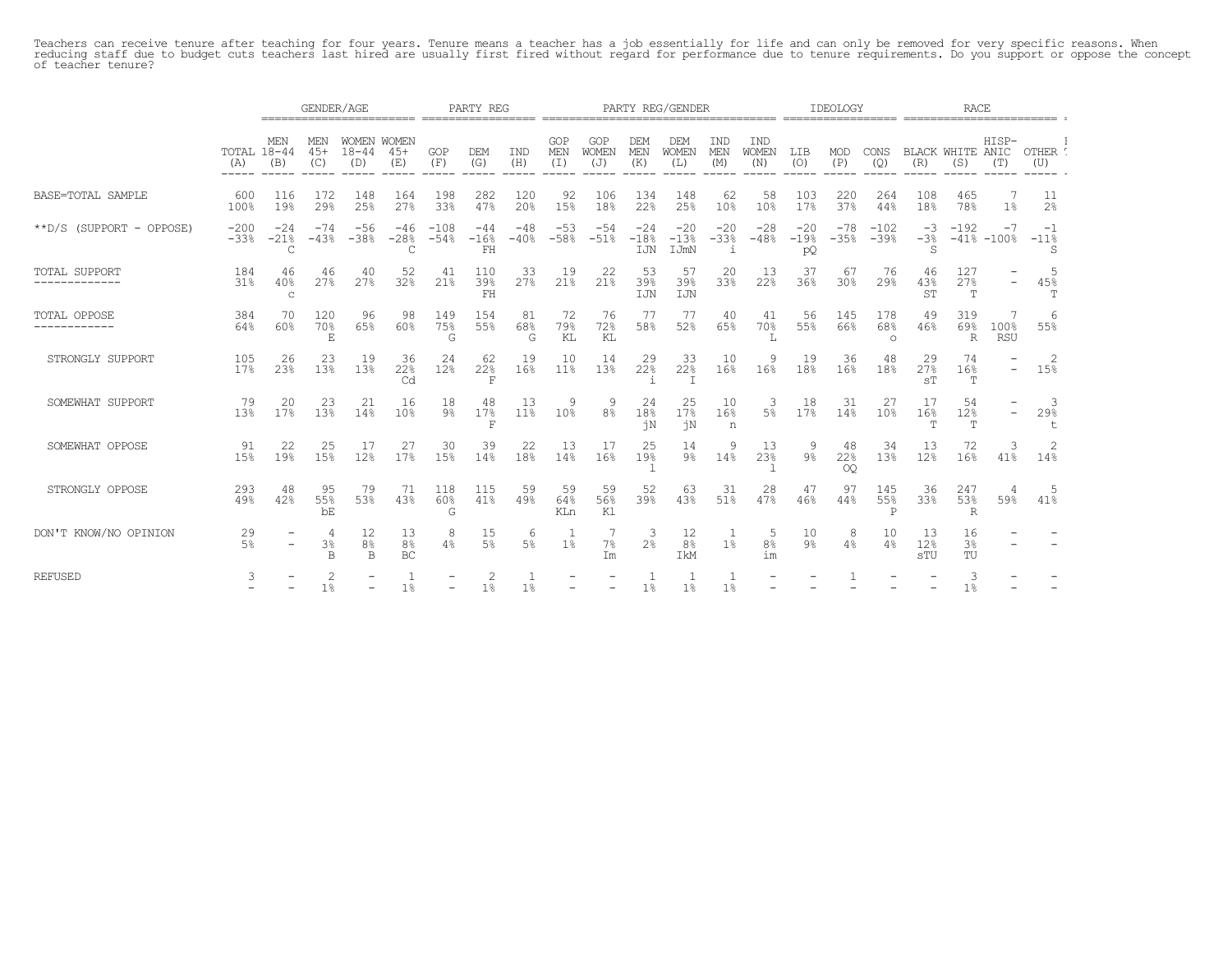Teachers can receive tenure after teaching for four years. Tenure means a teacher has a job essentially for life and can only be removed for very specific reasons. When reducing staff due to budget cuts teachers last hired are usually first fired without regard for performance due to tenure requirements. Do you support or oppose the concept of teacher tenure?

| | | GENDER/AGE | | | | PARTY REG | | | PARTY REG/GENDER | | | | | | IDEOLOGY | | | RACE | | | |
|---|---|---|---|---|---|---|---|---|---|---|---|---|---|---|---|---|---|---|---|---|---|
| | TOTAL (A) | MEN 18-44 (B) | MEN 45+ (C) | WOMEN 18-44 (D) | WOMEN 45+ (E) | GOP (F) | DEM (G) | IND (H) | GOP MEN (I) | GOP WOMEN (J) | DEM MEN (K) | DEM WOMEN (L) | IND MEN (M) | IND WOMEN (N) | LIB (O) | MOD (P) | CONS (Q) | BLACK (R) | WHITE (S) | HISP-ANIC (T) | OTHER (U) |
| BASE=TOTAL SAMPLE | 600 100% | 116 19% | 172 29% | 148 25% | 164 27% | 198 33% | 282 47% | 120 20% | 92 15% | 106 18% | 134 22% | 148 25% | 62 10% | 58 10% | 103 17% | 220 37% | 264 44% | 108 18% | 465 78% | 7 1% | 11 2% |
| **D/S (SUPPORT - OPPOSE) | -200 -33% | -24 -21% C | -74 -43% | -56 -38% | -46 -28% C | -108 -54% | -44 -16% FH | -48 -40% | -53 -58% | -54 -51% | -24 -18% IJN | -20 -13% IJmN | -20 -33% i | -28 -48% | -20 -19% pQ | -78 -35% | -102 -39% | -3 -3% S | -192 -41% | -7 -100% | -1 -11% S |
| TOTAL SUPPORT | 184 31% | 46 40% c | 46 27% | 40 27% | 52 32% | 41 21% | 110 39% FH | 33 27% | 19 21% | 22 21% | 53 39% IJN | 57 39% IJN | 20 33% | 13 22% | 37 36% | 67 30% | 76 29% | 46 43% ST | 127 27% T | - - | 5 45% T |
| TOTAL OPPOSE | 384 64% | 70 60% | 120 70% E | 96 65% | 98 60% | 149 75% G | 154 55% | 81 68% G | 72 79% KL | 76 72% KL | 77 58% | 77 52% | 40 65% | 41 70% L | 56 55% | 145 66% | 178 68% o | 49 46% | 319 69% R | 7 100% RSU | 6 55% |
| STRONGLY SUPPORT | 105 17% | 26 23% | 23 13% | 19 13% | 36 22% Cd | 24 12% | 62 22% F | 19 16% | 10 11% | 14 13% | 29 22% i | 33 22% I | 10 16% | 9 16% | 19 18% | 36 16% | 48 18% | 29 27% sT | 74 16% T | - - | 2 15% |
| SOMEWHAT SUPPORT | 79 13% | 20 17% | 23 13% | 21 14% | 16 10% | 18 9% | 48 17% F | 13 11% | 9 10% | 9 8% | 24 18% jN | 25 17% jN | 10 16% n | 3 5% | 18 17% | 31 14% | 27 10% | 17 16% T | 54 12% T | - - | 3 29% t |
| SOMEWHAT OPPOSE | 91 15% | 22 19% | 25 15% | 17 12% | 27 17% | 30 15% | 39 14% | 22 18% | 13 14% | 17 16% | 25 19% l | 14 9% | 9 14% | 13 23% l | 9 9% | 48 22% OQ | 34 13% | 13 12% | 72 16% | 3 41% | 2 14% |
| STRONGLY OPPOSE | 293 49% | 48 42% | 95 55% bE | 79 53% | 71 43% | 118 60% G | 115 41% | 59 49% | 59 64% KLn | 59 56% Kl | 52 39% | 63 43% | 31 51% | 28 47% | 47 46% | 97 44% | 145 55% P | 36 33% | 247 53% R | 4 59% | 5 41% |
| DON'T KNOW/NO OPINION | 29 5% | - - | 4 3% B | 12 8% B | 13 8% BC | 8 4% | 15 5% | 6 5% | 1 1% | 7 7% Im | 3 2% | 12 8% IkM | 1 1% | 5 8% im | 10 9% | 8 4% | 10 4% | 13 12% sTU | 16 3% TU | - - | - - |
| REFUSED | 3 - | - - | 2 1% | - - | 1 1% | - - | 2 1% | 1 1% | - - | - - | 1 1% | 1 1% | 1 1% | - - | - - | 1 - | - - | - - | 3 1% | - - | - - |